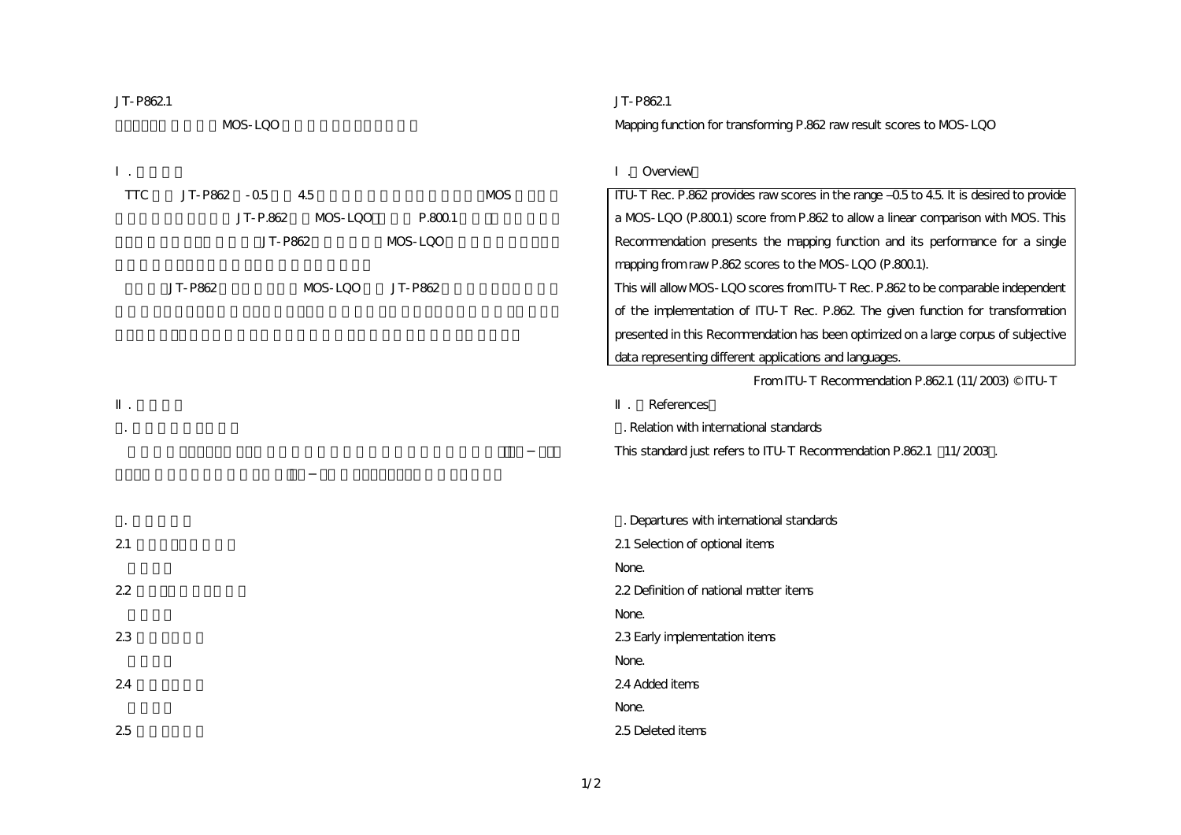JT-P862.1

MOS-LQO

Ⅰ.

TTC JT-P862 -0.5 4.5 MOS JT-P.862 MOS-LQO P.800.1 JT-P862 MOS-LQO

JT-P862 MOS-LQO JT-P862

Ⅱ.

1.

2.

2.1

2.2

2.3

2.4

2.5

# JT-P862.1

## Mapping function for transforming P.862 raw result scores to MOS-LQO

### Ⅰ. Overview

ITU-T Rec. P.862 provides raw scores in the range –0.5 to 4.5. It is desired to provide a MOS-LQO (P.800.1) score from P.862 to allow a linear comparison with MOS. This Recommendation presents the mapping function and its performance for a single mapping from raw P.862 scores to the MOS-LQO (P.800.1).

This will allow MOS-LQO scores from ITU-T Rec. P.862 to be comparable independent of the implementation of ITU-T Rec. P.862. The given function for transformation presented in this Recommendation has been optimized on a large corpus of subjective data representing different applications and languages.

From ITU-T Recommendation P.862.1 (11/2003) © ITU-T

### Ⅱ. References

#### 1. Relation with international standards

This standard just refers to ITU-T Recommendation P.862.1 (11/2003).

#### 2. Departures with international standards

2.1 Selection of optional items

None.

2.2 Definition of national matter items

None.

2.3 Early implementation items

None.

2.4 Added items

None.

2.5 Deleted items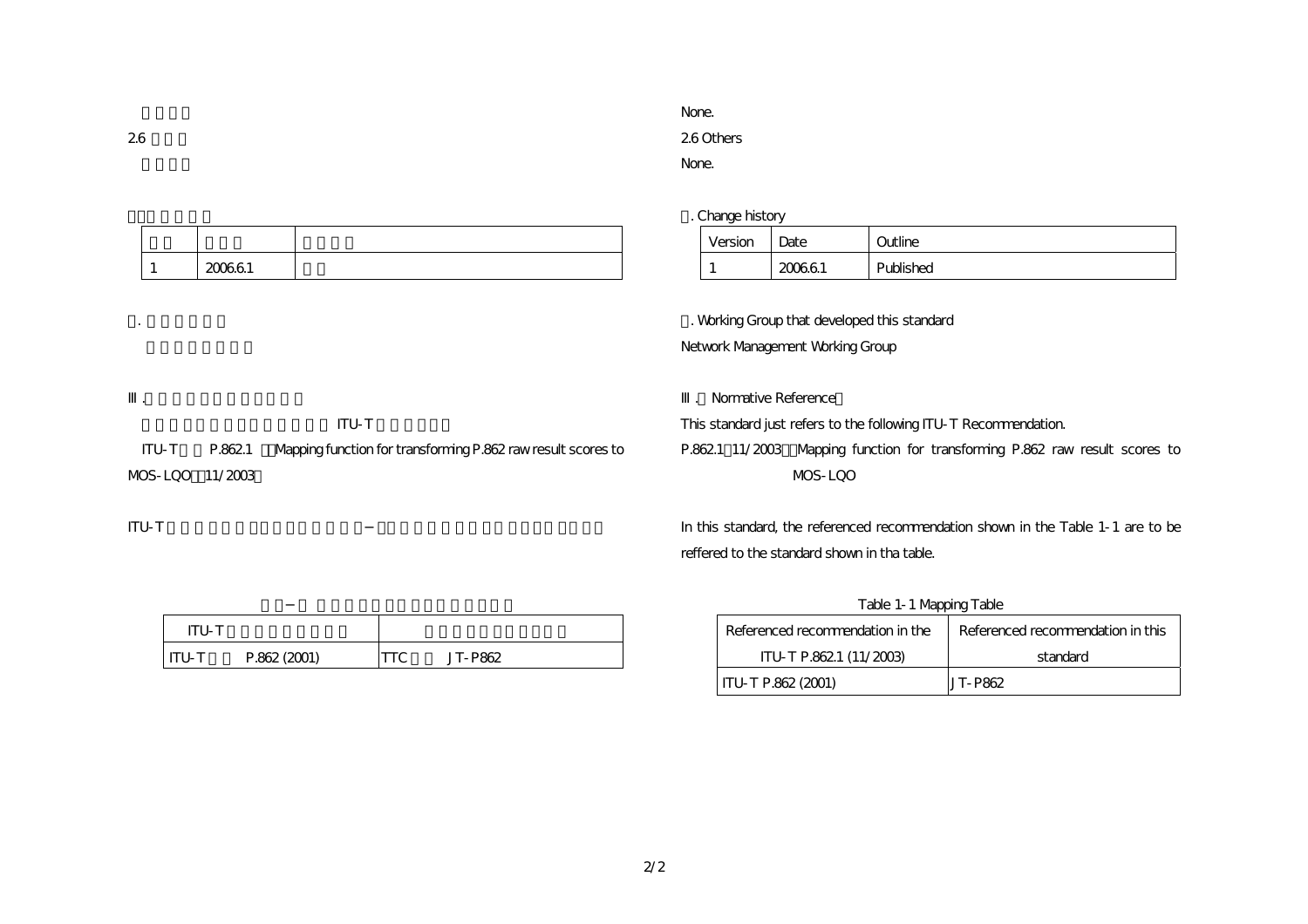None.

2.6 Others

None.

## . Change history

| Version | Date | Outline |
|---|---|---|
| 1 | 2006.6.1 | Published |

## . Working Group that developed this standard

Network Management Working Group

## Ⅲ. Normative Reference

This standard just refers to the following ITU-T Recommendation.

P.862.1（11/2003） Mapping function for transforming P.862 raw result scores to MOS-LQO

In this standard, the referenced recommendation shown in the Table 1-1 are to be reffered to the standard shown in tha table.

Table 1-1 Mapping Table

| Referenced recommendation in the ITU-T P.862.1 (11/2003) | Referenced recommendation in this standard |
|---|---|
| ITU-T P.862 (2001) | JT-P862 |